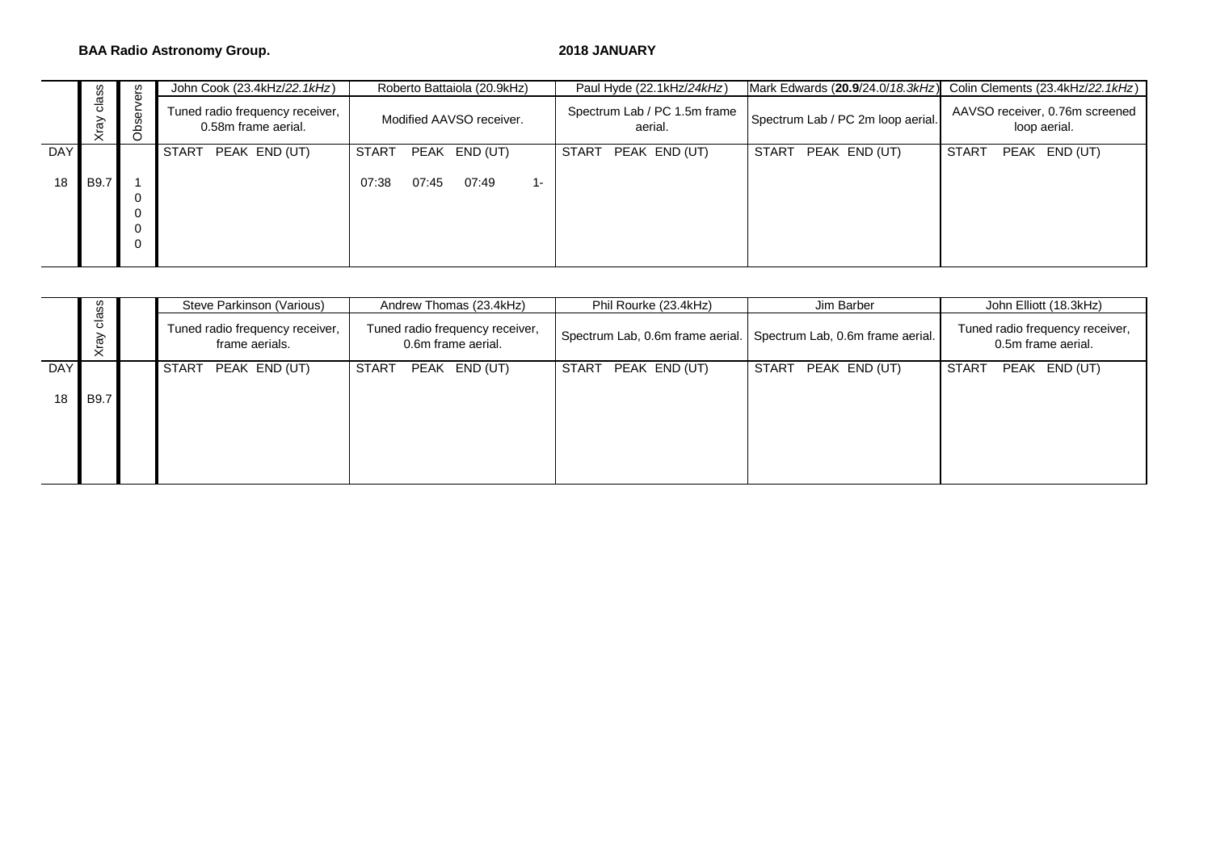**BAA Radio Astronomy Group.** **2018 JANUARY**

| | Xray class | Observers | John Cook (23.4kHz/*22.1kHz*) | Roberto Battaiola (20.9kHz) | Paul Hyde (22.1kHz/*24kHz*) | Mark Edwards (**20.9**/24.0/*18.3kHz*) | Colin Clements (23.4kHz/*22.1kHz*) |
|---|---|---|---|---|---|---|---|
| | | | Tuned radio frequency receiver, 0.58m frame aerial. | Modified AAVSO receiver. | Spectrum Lab / PC 1.5m frame aerial. | Spectrum Lab / PC 2m loop aerial. | AAVSO receiver, 0.76m screened loop aerial. |
| DAY | | | START PEAK END (UT) | START PEAK END (UT) | START PEAK END (UT) | START PEAK END (UT) | START PEAK END (UT) |
| 18 | B9.7 | 1 | | 07:38 07:45 07:49 1- | | | |
| | | 0 | | | | | |
| | | 0 | | | | | |
| | | 0 | | | | | |
| | | 0 | | | | | |

| | Xray class | | Steve Parkinson (Various) | Andrew Thomas (23.4kHz) | Phil Rourke (23.4kHz) | Jim Barber | John Elliott (18.3kHz) |
|---|---|---|---|---|---|---|---|
| | | | Tuned radio frequency receiver, frame aerials. | Tuned radio frequency receiver, 0.6m frame aerial. | Spectrum Lab, 0.6m frame aerial. | Spectrum Lab, 0.6m frame aerial. | Tuned radio frequency receiver, 0.5m frame aerial. |
| DAY | | | START PEAK END (UT) | START PEAK END (UT) | START PEAK END (UT) | START PEAK END (UT) | START PEAK END (UT) |
| 18 | B9.7 | | | | | | |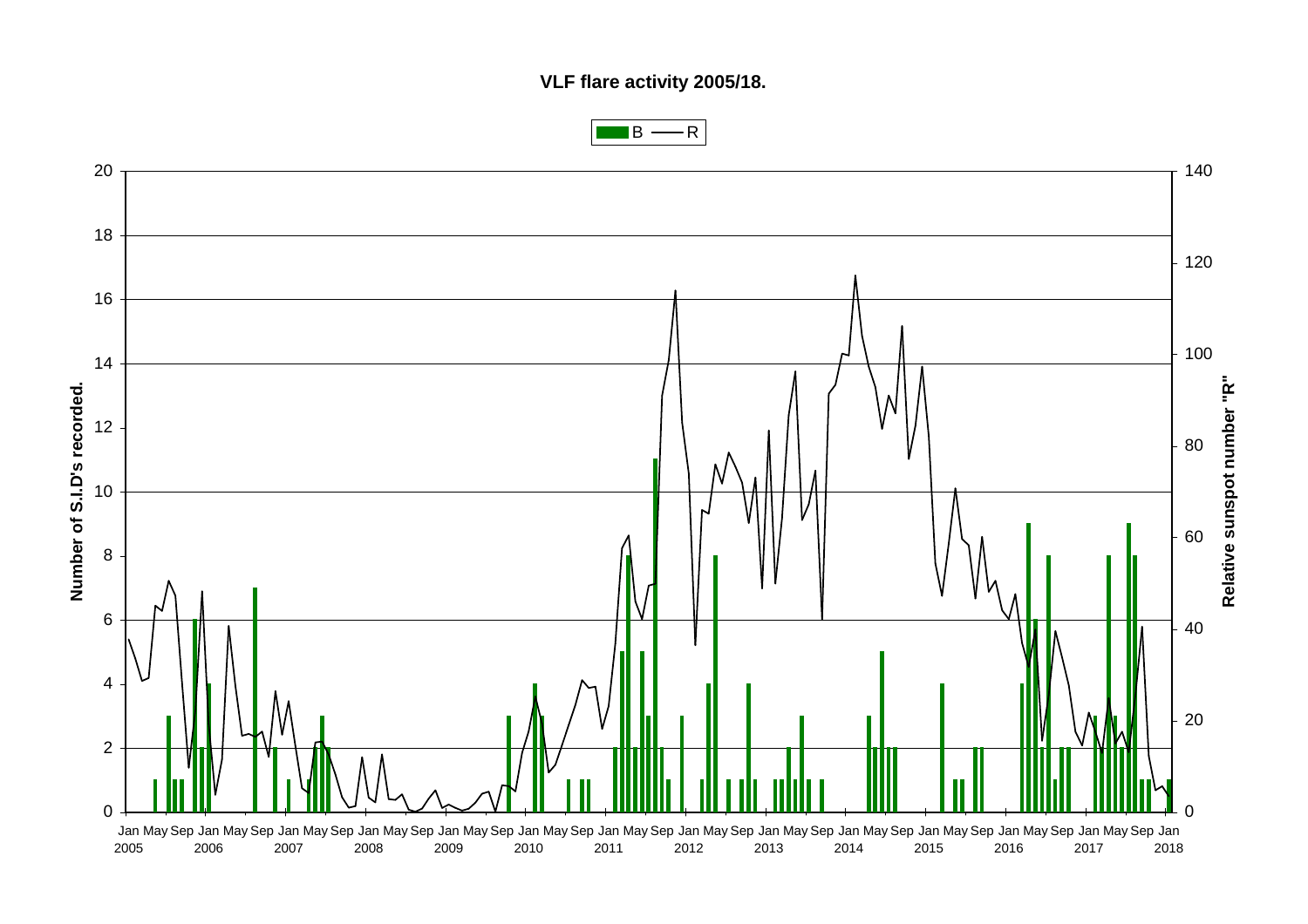**VLF flare activity 2005/18.**

B — R

Number of S.I.D's recorded.

Relative sunspot number "R"

Jan 2005, May, Sep, Jan 2006, May, Sep, Jan 2007, May, Sep, Jan 2008, May, Sep, Jan 2009, May, Sep, Jan 2010, May, Sep, Jan 2011, May, Sep, Jan 2012, May, Sep, Jan 2013, May, Sep, Jan 2014, May, Sep, Jan 2015, May, Sep, Jan 2016, May, Sep, Jan 2017, May, Sep, Jan 2018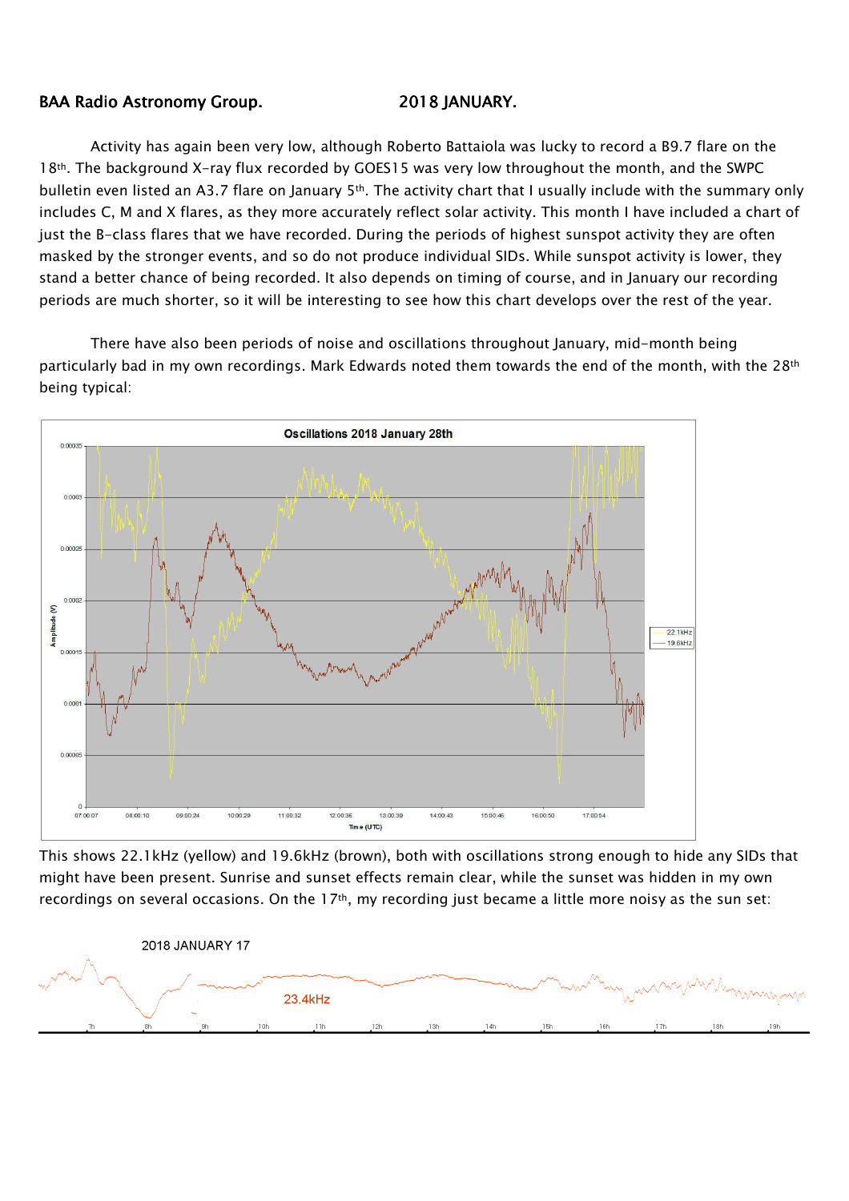**BAA Radio Astronomy Group. 2018 JANUARY.**

Activity has again been very low, although Roberto Battaiola was lucky to record a B9.7 flare on the 18th. The background X-ray flux recorded by GOES15 was very low throughout the month, and the SWPC bulletin even listed an A3.7 flare on January 5th. The activity chart that I usually include with the summary only includes C, M and X flares, as they more accurately reflect solar activity. This month I have included a chart of just the B-class flares that we have recorded. During the periods of highest sunspot activity they are often masked by the stronger events, and so do not produce individual SIDs. While sunspot activity is lower, they stand a better chance of being recorded. It also depends on timing of course, and in January our recording periods are much shorter, so it will be interesting to see how this chart develops over the rest of the year.

There have also been periods of noise and oscillations throughout January, mid-month being particularly bad in my own recordings. Mark Edwards noted them towards the end of the month, with the 28th being typical:

This shows 22.1kHz (yellow) and 19.6kHz (brown), both with oscillations strong enough to hide any SIDs that might have been present. Sunrise and sunset effects remain clear, while the sunset was hidden in my own recordings on several occasions. On the 17th, my recording just became a little more noisy as the sun set: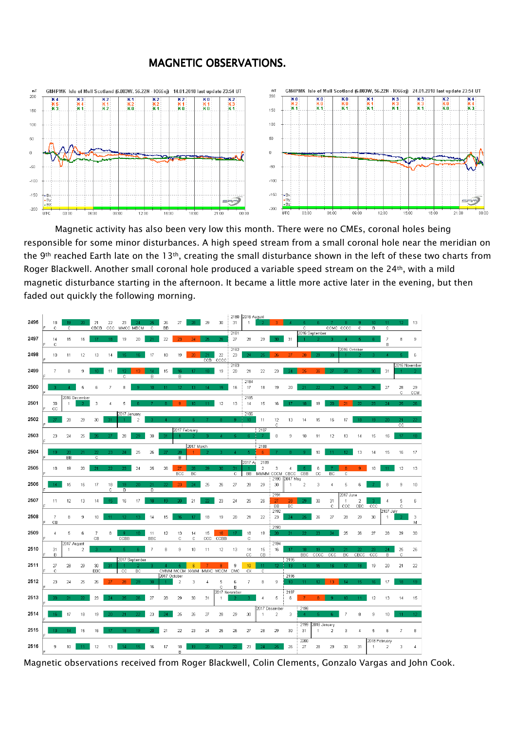# MAGNETIC OBSERVATIONS.

GM4PMK Isle of Mull Scotland (6.003W, 56.22N - IO66xj) 14.01.2018 last update 23:54 UT

GM4PMK Isle of Mull Scotland (6.003W, 56.22N - IO66xj) 24.01.2018 last update 23:54 UT

Magnetic activity has also been very low this month. There were no CMEs, coronal holes being responsible for some minor disturbances. A high speed stream from a small coronal hole near the meridian on the 9th reached Earth late on the 13th, creating the small disturbance shown in the left of these two charts from Roger Blackwell. Another small coronal hole produced a variable speed stream on the 24th, with a mild magnetic disturbance starting in the afternoon. It became a little more active later in the evening, but then faded out quickly the following morning.

Magnetic observations received from Roger Blackwell, Colin Clements, Gonzalo Vargas and John Cook.